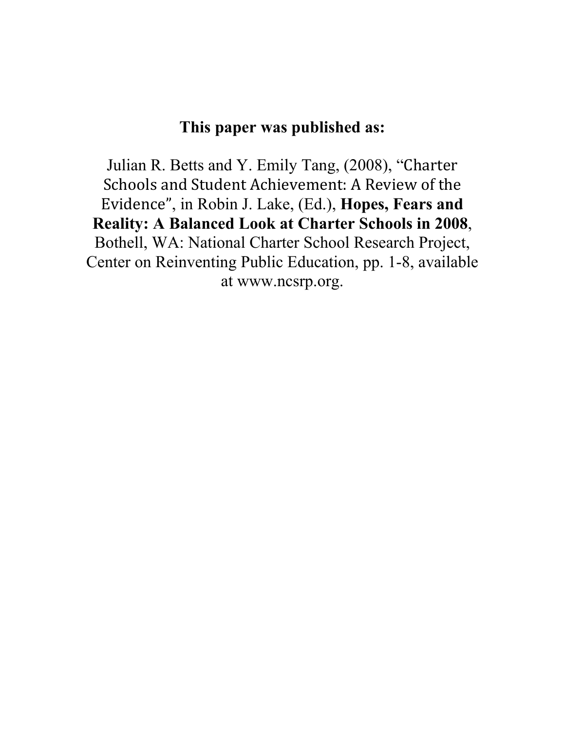**This paper was published as:**

Julian R. Betts and Y. Emily Tang, (2008), "Charter Schools and Student Achievement: A Review of the Evidence", in Robin J. Lake, (Ed.), **Hopes, Fears and Reality: A Balanced Look at Charter Schools in 2008**, Bothell, WA: National Charter School Research Project, Center on Reinventing Public Education, pp. 1-8, available at www.ncsrp.org.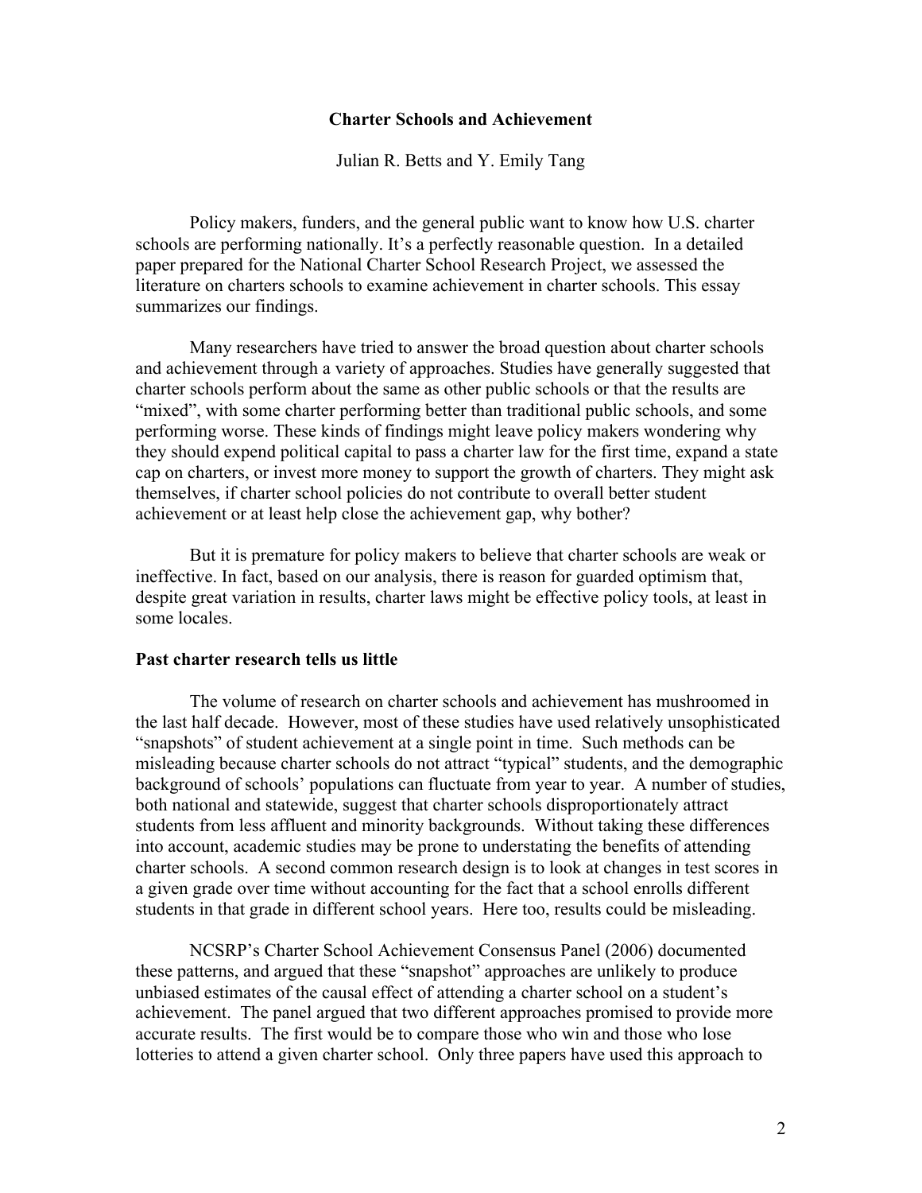**Charter Schools and Achievement**

Julian R. Betts and Y. Emily Tang

Policy makers, funders, and the general public want to know how U.S. charter schools are performing nationally. It's a perfectly reasonable question. In a detailed paper prepared for the National Charter School Research Project, we assessed the literature on charters schools to examine achievement in charter schools. This essay summarizes our findings.

Many researchers have tried to answer the broad question about charter schools and achievement through a variety of approaches. Studies have generally suggested that charter schools perform about the same as other public schools or that the results are "mixed", with some charter performing better than traditional public schools, and some performing worse. These kinds of findings might leave policy makers wondering why they should expend political capital to pass a charter law for the first time, expand a state cap on charters, or invest more money to support the growth of charters. They might ask themselves, if charter school policies do not contribute to overall better student achievement or at least help close the achievement gap, why bother?

But it is premature for policy makers to believe that charter schools are weak or ineffective. In fact, based on our analysis, there is reason for guarded optimism that, despite great variation in results, charter laws might be effective policy tools, at least in some locales.

**Past charter research tells us little**

The volume of research on charter schools and achievement has mushroomed in the last half decade. However, most of these studies have used relatively unsophisticated "snapshots" of student achievement at a single point in time. Such methods can be misleading because charter schools do not attract "typical" students, and the demographic background of schools' populations can fluctuate from year to year. A number of studies, both national and statewide, suggest that charter schools disproportionately attract students from less affluent and minority backgrounds. Without taking these differences into account, academic studies may be prone to understating the benefits of attending charter schools. A second common research design is to look at changes in test scores in a given grade over time without accounting for the fact that a school enrolls different students in that grade in different school years. Here too, results could be misleading.

NCSRP's Charter School Achievement Consensus Panel (2006) documented these patterns, and argued that these "snapshot" approaches are unlikely to produce unbiased estimates of the causal effect of attending a charter school on a student's achievement. The panel argued that two different approaches promised to provide more accurate results. The first would be to compare those who win and those who lose lotteries to attend a given charter school. Only three papers have used this approach to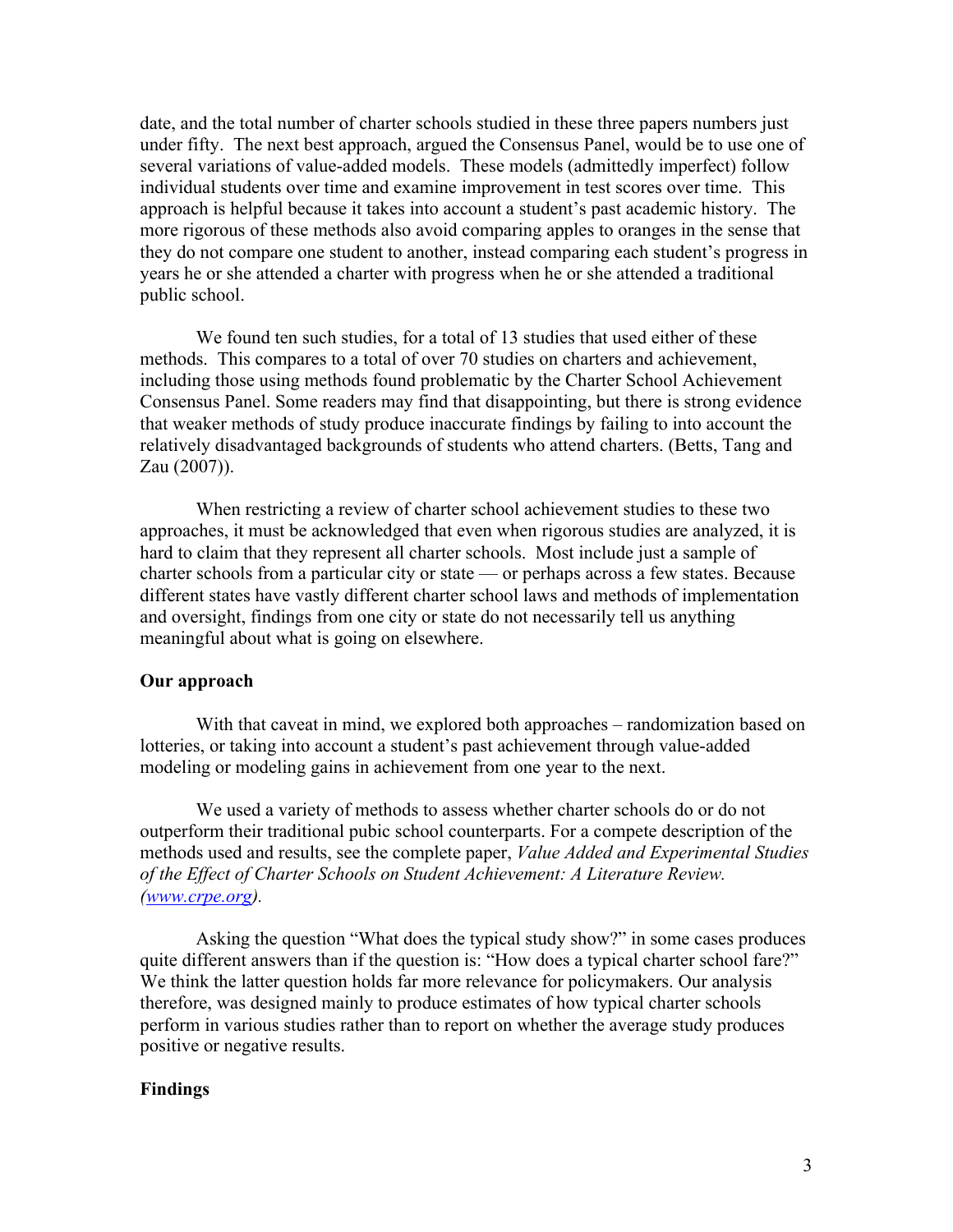date, and the total number of charter schools studied in these three papers numbers just under fifty. The next best approach, argued the Consensus Panel, would be to use one of several variations of value-added models. These models (admittedly imperfect) follow individual students over time and examine improvement in test scores over time. This approach is helpful because it takes into account a student's past academic history. The more rigorous of these methods also avoid comparing apples to oranges in the sense that they do not compare one student to another, instead comparing each student's progress in years he or she attended a charter with progress when he or she attended a traditional public school.

We found ten such studies, for a total of 13 studies that used either of these methods. This compares to a total of over 70 studies on charters and achievement, including those using methods found problematic by the Charter School Achievement Consensus Panel. Some readers may find that disappointing, but there is strong evidence that weaker methods of study produce inaccurate findings by failing to into account the relatively disadvantaged backgrounds of students who attend charters. (Betts, Tang and Zau (2007)).

When restricting a review of charter school achievement studies to these two approaches, it must be acknowledged that even when rigorous studies are analyzed, it is hard to claim that they represent all charter schools. Most include just a sample of charter schools from a particular city or state — or perhaps across a few states. Because different states have vastly different charter school laws and methods of implementation and oversight, findings from one city or state do not necessarily tell us anything meaningful about what is going on elsewhere.

**Our approach**

With that caveat in mind, we explored both approaches – randomization based on lotteries, or taking into account a student's past achievement through value-added modeling or modeling gains in achievement from one year to the next.

We used a variety of methods to assess whether charter schools do or do not outperform their traditional pubic school counterparts. For a compete description of the methods used and results, see the complete paper, *Value Added and Experimental Studies of the Effect of Charter Schools on Student Achievement: A Literature Review. (www.crpe.org).*

Asking the question "What does the typical study show?" in some cases produces quite different answers than if the question is: "How does a typical charter school fare?" We think the latter question holds far more relevance for policymakers. Our analysis therefore, was designed mainly to produce estimates of how typical charter schools perform in various studies rather than to report on whether the average study produces positive or negative results.

**Findings**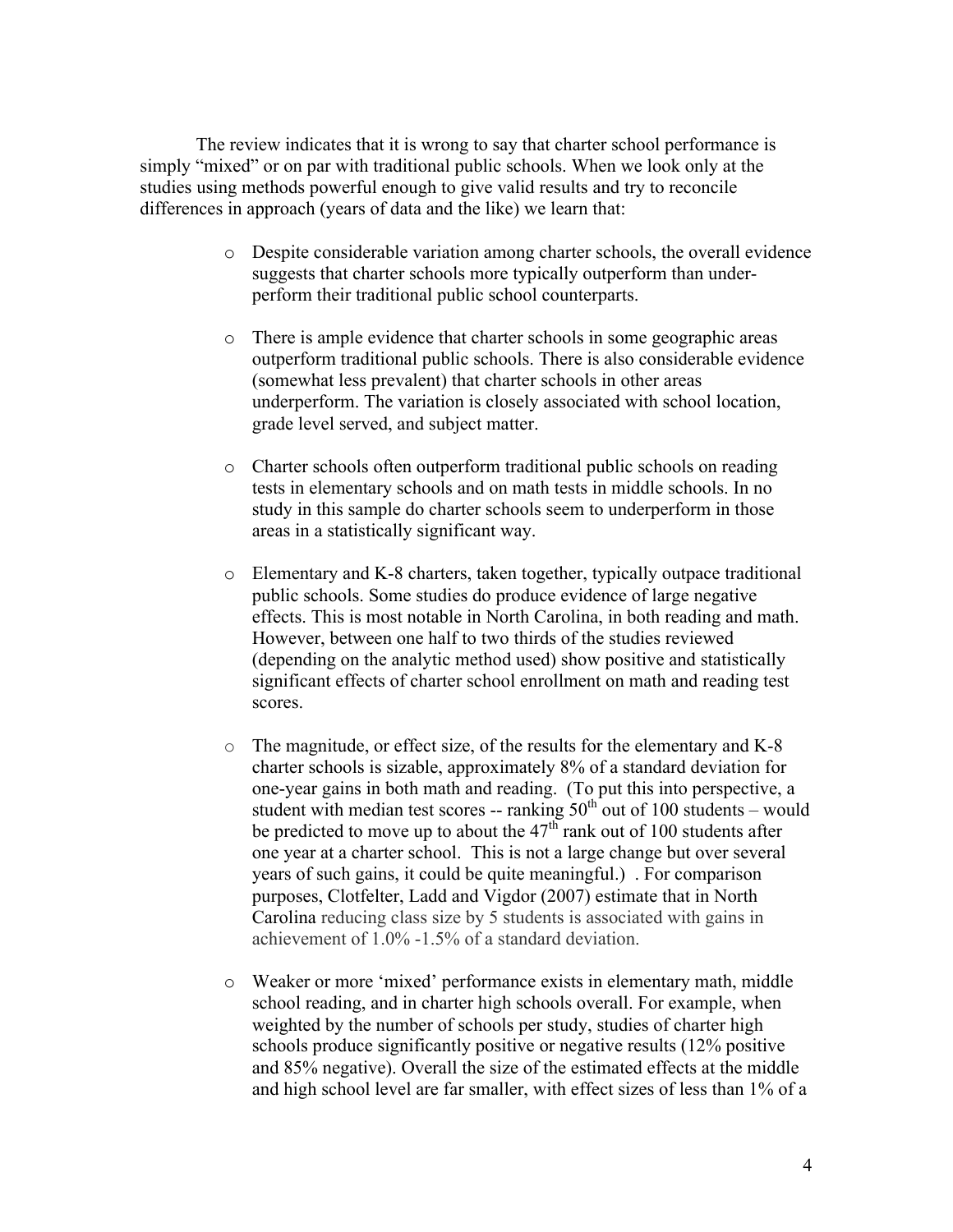The review indicates that it is wrong to say that charter school performance is simply "mixed" or on par with traditional public schools. When we look only at the studies using methods powerful enough to give valid results and try to reconcile differences in approach (years of data and the like) we learn that:

- Despite considerable variation among charter schools, the overall evidence suggests that charter schools more typically outperform than under-perform their traditional public school counterparts.
- There is ample evidence that charter schools in some geographic areas outperform traditional public schools. There is also considerable evidence (somewhat less prevalent) that charter schools in other areas underperform. The variation is closely associated with school location, grade level served, and subject matter.
- Charter schools often outperform traditional public schools on reading tests in elementary schools and on math tests in middle schools. In no study in this sample do charter schools seem to underperform in those areas in a statistically significant way.
- Elementary and K-8 charters, taken together, typically outpace traditional public schools. Some studies do produce evidence of large negative effects. This is most notable in North Carolina, in both reading and math. However, between one half to two thirds of the studies reviewed (depending on the analytic method used) show positive and statistically significant effects of charter school enrollment on math and reading test scores.
- The magnitude, or effect size, of the results for the elementary and K-8 charter schools is sizable, approximately 8% of a standard deviation for one-year gains in both math and reading. (To put this into perspective, a student with median test scores -- ranking 50th out of 100 students – would be predicted to move up to about the 47th rank out of 100 students after one year at a charter school. This is not a large change but over several years of such gains, it could be quite meaningful.) . For comparison purposes, Clotfelter, Ladd and Vigdor (2007) estimate that in North Carolina reducing class size by 5 students is associated with gains in achievement of 1.0% -1.5% of a standard deviation.
- Weaker or more 'mixed' performance exists in elementary math, middle school reading, and in charter high schools overall. For example, when weighted by the number of schools per study, studies of charter high schools produce significantly positive or negative results (12% positive and 85% negative). Overall the size of the estimated effects at the middle and high school level are far smaller, with effect sizes of less than 1% of a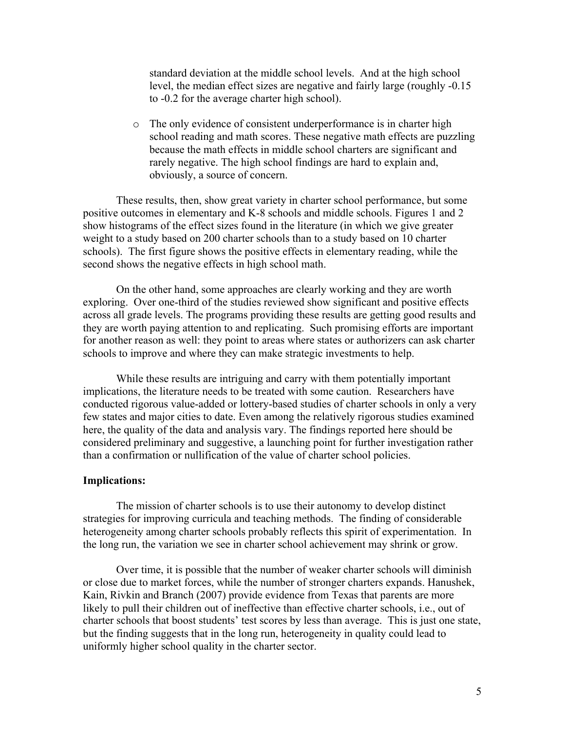standard deviation at the middle school levels. And at the high school level, the median effect sizes are negative and fairly large (roughly -0.15 to -0.2 for the average charter high school).

- The only evidence of consistent underperformance is in charter high school reading and math scores. These negative math effects are puzzling because the math effects in middle school charters are significant and rarely negative. The high school findings are hard to explain and, obviously, a source of concern.

These results, then, show great variety in charter school performance, but some positive outcomes in elementary and K-8 schools and middle schools. Figures 1 and 2 show histograms of the effect sizes found in the literature (in which we give greater weight to a study based on 200 charter schools than to a study based on 10 charter schools). The first figure shows the positive effects in elementary reading, while the second shows the negative effects in high school math.

On the other hand, some approaches are clearly working and they are worth exploring. Over one-third of the studies reviewed show significant and positive effects across all grade levels. The programs providing these results are getting good results and they are worth paying attention to and replicating. Such promising efforts are important for another reason as well: they point to areas where states or authorizers can ask charter schools to improve and where they can make strategic investments to help.

While these results are intriguing and carry with them potentially important implications, the literature needs to be treated with some caution. Researchers have conducted rigorous value-added or lottery-based studies of charter schools in only a very few states and major cities to date. Even among the relatively rigorous studies examined here, the quality of the data and analysis vary. The findings reported here should be considered preliminary and suggestive, a launching point for further investigation rather than a confirmation or nullification of the value of charter school policies.

**Implications:**

The mission of charter schools is to use their autonomy to develop distinct strategies for improving curricula and teaching methods. The finding of considerable heterogeneity among charter schools probably reflects this spirit of experimentation. In the long run, the variation we see in charter school achievement may shrink or grow.

Over time, it is possible that the number of weaker charter schools will diminish or close due to market forces, while the number of stronger charters expands. Hanushek, Kain, Rivkin and Branch (2007) provide evidence from Texas that parents are more likely to pull their children out of ineffective than effective charter schools, i.e., out of charter schools that boost students' test scores by less than average. This is just one state, but the finding suggests that in the long run, heterogeneity in quality could lead to uniformly higher school quality in the charter sector.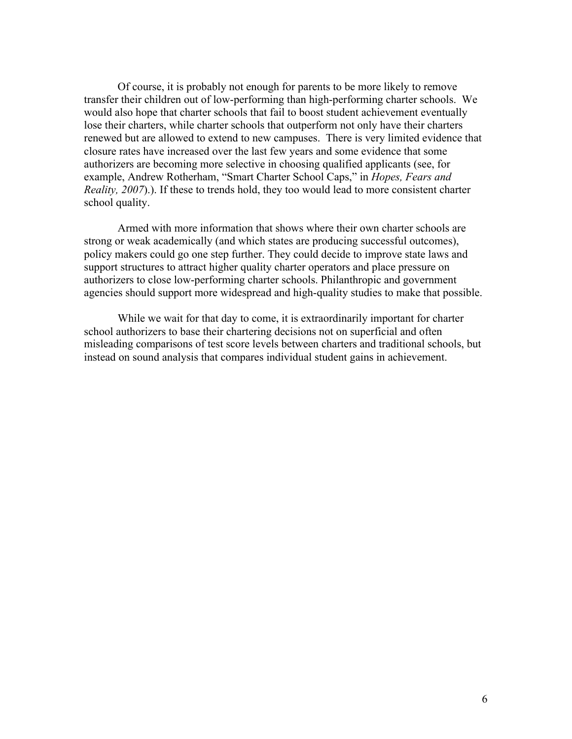Of course, it is probably not enough for parents to be more likely to remove transfer their children out of low-performing than high-performing charter schools. We would also hope that charter schools that fail to boost student achievement eventually lose their charters, while charter schools that outperform not only have their charters renewed but are allowed to extend to new campuses. There is very limited evidence that closure rates have increased over the last few years and some evidence that some authorizers are becoming more selective in choosing qualified applicants (see, for example, Andrew Rotherham, "Smart Charter School Caps," in *Hopes, Fears and Reality, 2007*).). If these to trends hold, they too would lead to more consistent charter school quality.

Armed with more information that shows where their own charter schools are strong or weak academically (and which states are producing successful outcomes), policy makers could go one step further. They could decide to improve state laws and support structures to attract higher quality charter operators and place pressure on authorizers to close low-performing charter schools. Philanthropic and government agencies should support more widespread and high-quality studies to make that possible.

While we wait for that day to come, it is extraordinarily important for charter school authorizers to base their chartering decisions not on superficial and often misleading comparisons of test score levels between charters and traditional schools, but instead on sound analysis that compares individual student gains in achievement.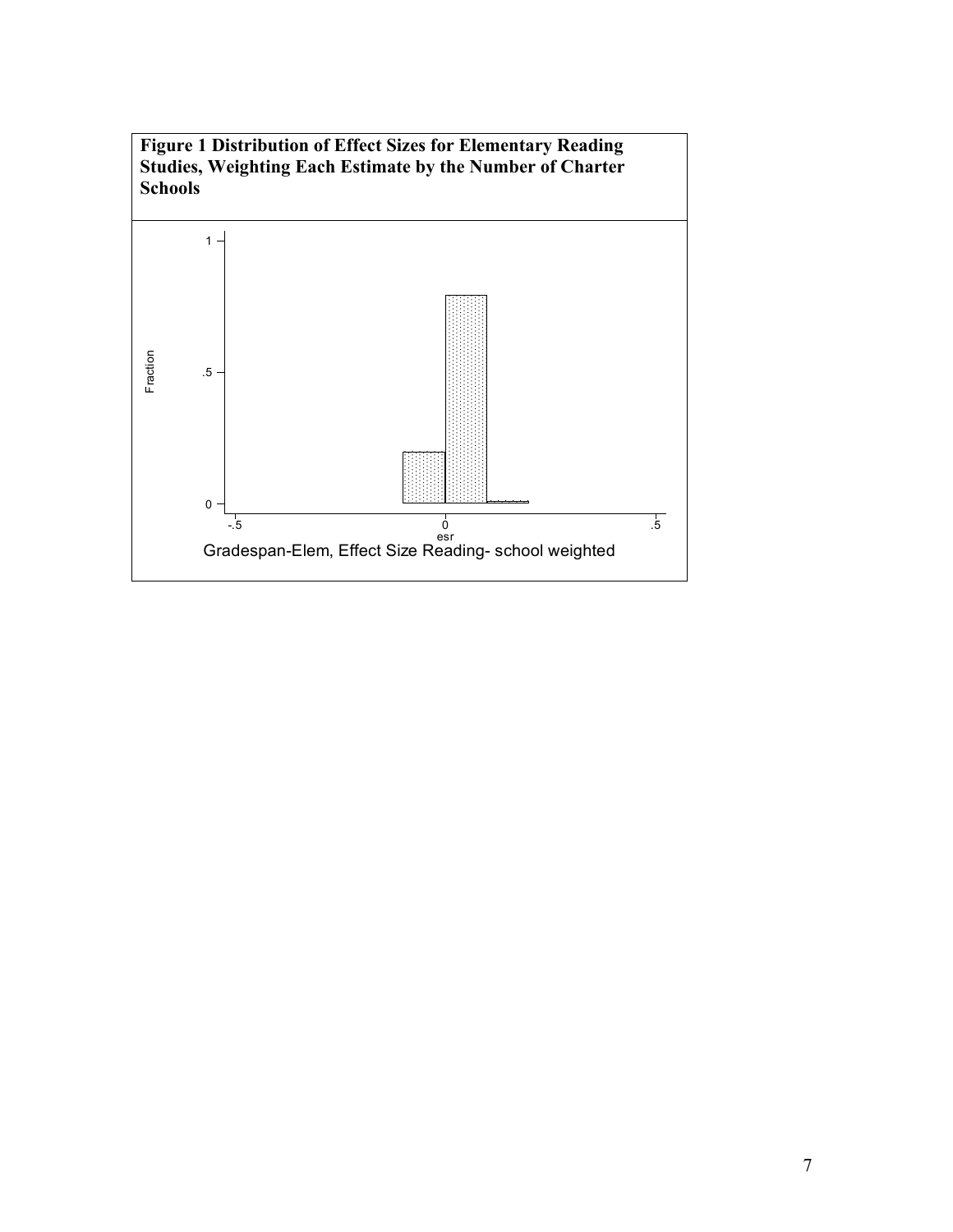**Figure 1 Distribution of Effect Sizes for Elementary Reading Studies, Weighting Each Estimate by the Number of Charter Schools**

Gradespan-Elem, Effect Size Reading- school weighted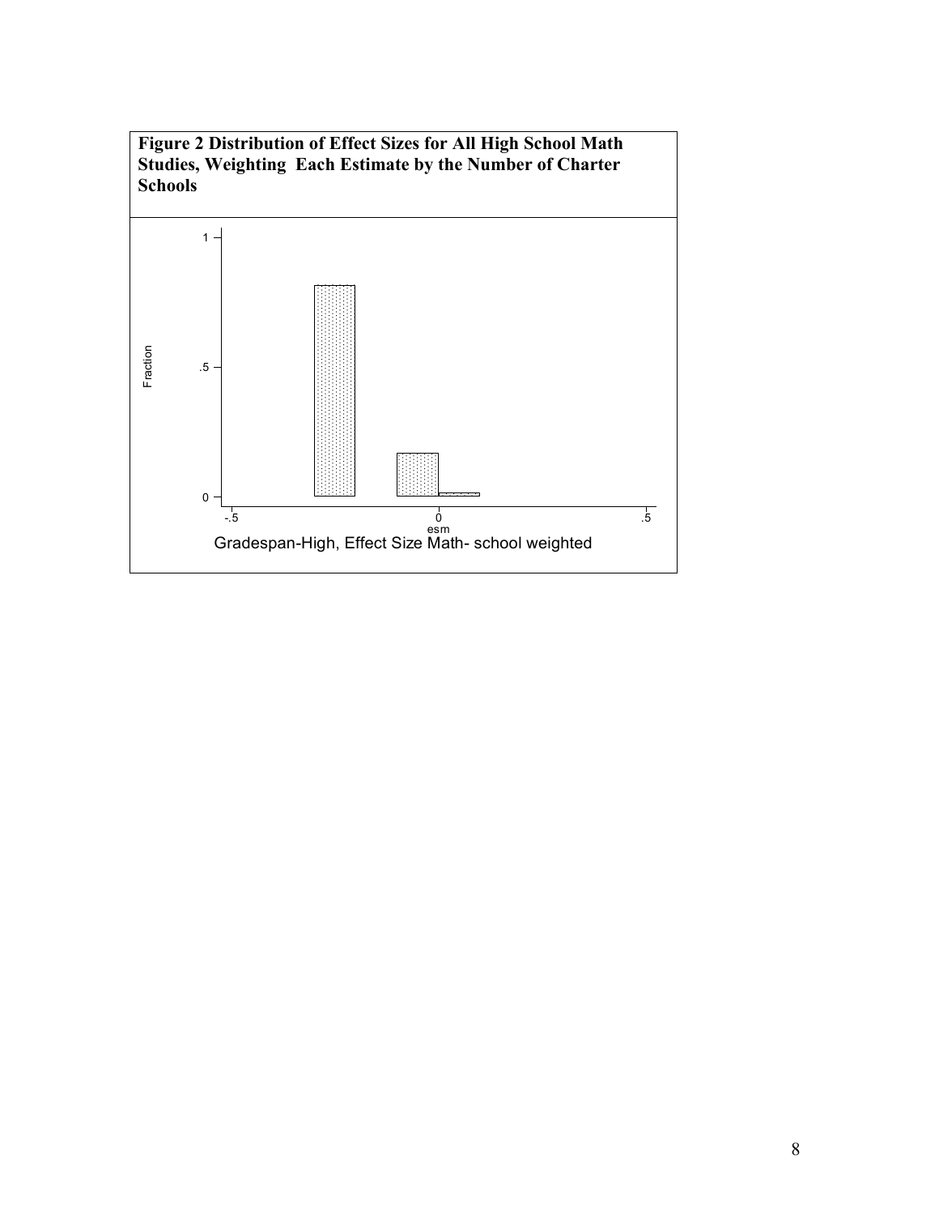**Figure 2 Distribution of Effect Sizes for All High School Math Studies, Weighting Each Estimate by the Number of Charter Schools**

Gradespan-High, Effect Size Math- school weighted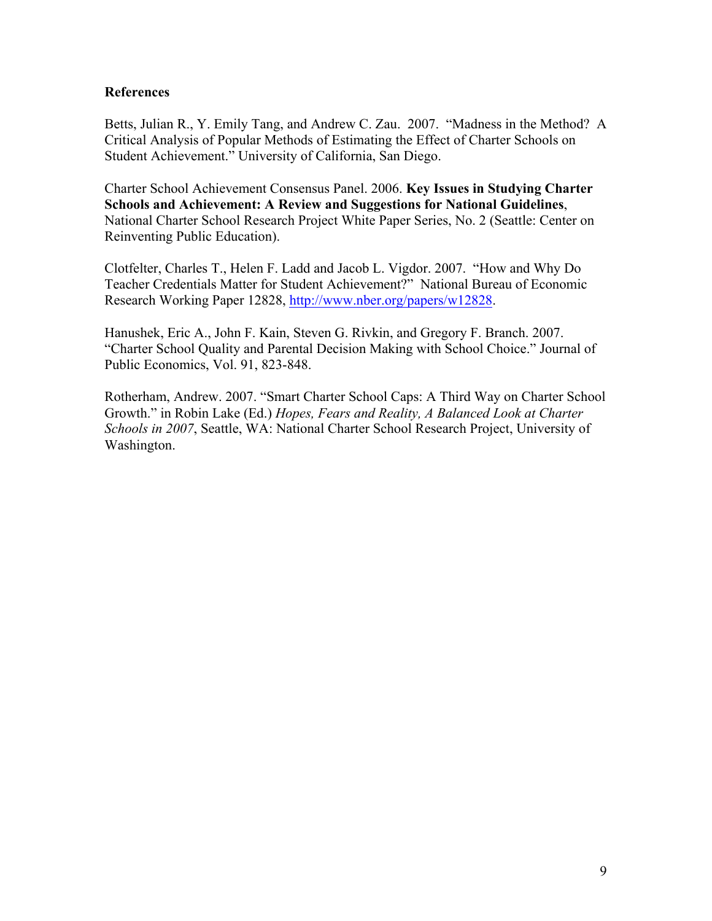**References**

Betts, Julian R., Y. Emily Tang, and Andrew C. Zau. 2007. "Madness in the Method? A Critical Analysis of Popular Methods of Estimating the Effect of Charter Schools on Student Achievement." University of California, San Diego.

Charter School Achievement Consensus Panel. 2006. **Key Issues in Studying Charter Schools and Achievement: A Review and Suggestions for National Guidelines**, National Charter School Research Project White Paper Series, No. 2 (Seattle: Center on Reinventing Public Education).

Clotfelter, Charles T., Helen F. Ladd and Jacob L. Vigdor. 2007. "How and Why Do Teacher Credentials Matter for Student Achievement?" National Bureau of Economic Research Working Paper 12828, http://www.nber.org/papers/w12828.

Hanushek, Eric A., John F. Kain, Steven G. Rivkin, and Gregory F. Branch. 2007. "Charter School Quality and Parental Decision Making with School Choice." Journal of Public Economics, Vol. 91, 823-848.

Rotherham, Andrew. 2007. "Smart Charter School Caps: A Third Way on Charter School Growth." in Robin Lake (Ed.) *Hopes, Fears and Reality, A Balanced Look at Charter Schools in 2007*, Seattle, WA: National Charter School Research Project, University of Washington.